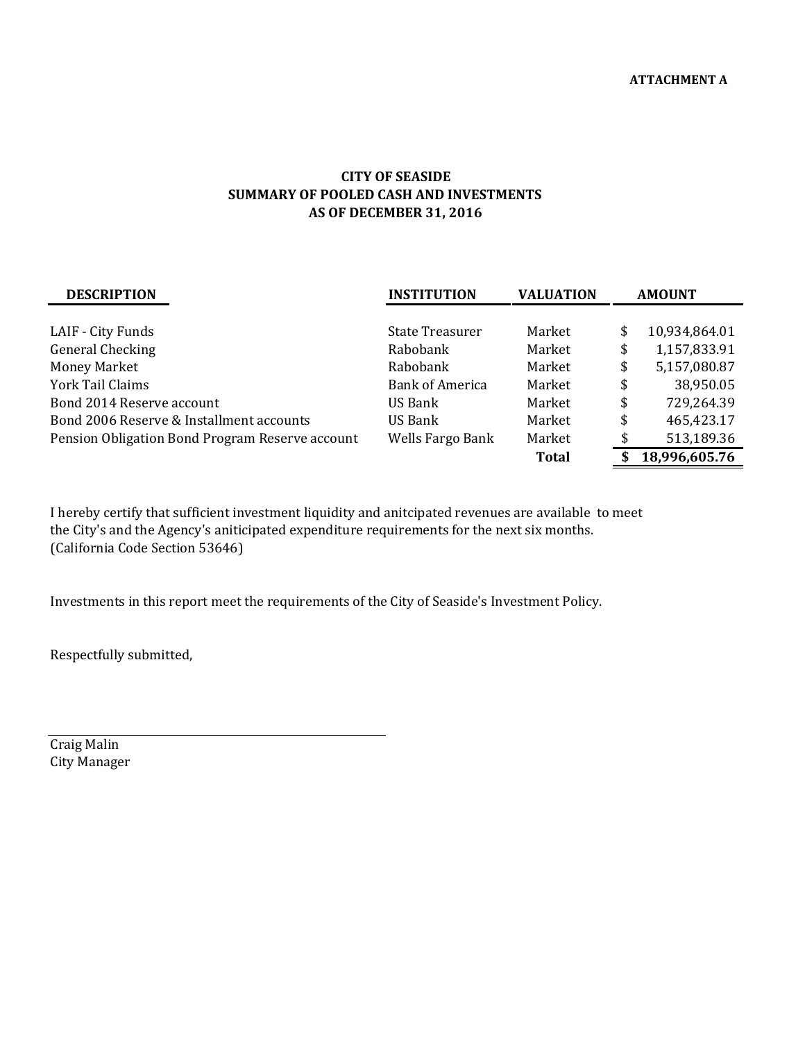ATTACHMENT A

# CITY OF SEASIDE
## SUMMARY OF POOLED CASH AND INVESTMENTS
## AS OF DECEMBER 31, 2016

| DESCRIPTION | INSTITUTION | VALUATION | AMOUNT |
|---|---|---|---|
| LAIF - City Funds | State Treasurer | Market | $ 10,934,864.01 |
| General Checking | Rabobank | Market | $ 1,157,833.91 |
| Money Market | Rabobank | Market | $ 5,157,080.87 |
| York Tail Claims | Bank of America | Market | $ 38,950.05 |
| Bond 2014 Reserve account | US Bank | Market | $ 729,264.39 |
| Bond 2006 Reserve & Installment accounts | US Bank | Market | $ 465,423.17 |
| Pension Obligation Bond Program Reserve account | Wells Fargo Bank | Market | $ 513,189.36 |
| | | **Total** | **$ 18,996,605.76** |

I hereby certify that sufficient investment liquidity and anitcipated revenues are available to meet the City's and the Agency's aniticipated expenditure requirements for the next six months. (California Code Section 53646)

Investments in this report meet the requirements of the City of Seaside's Investment Policy.

Respectfully submitted,

Craig Malin
City Manager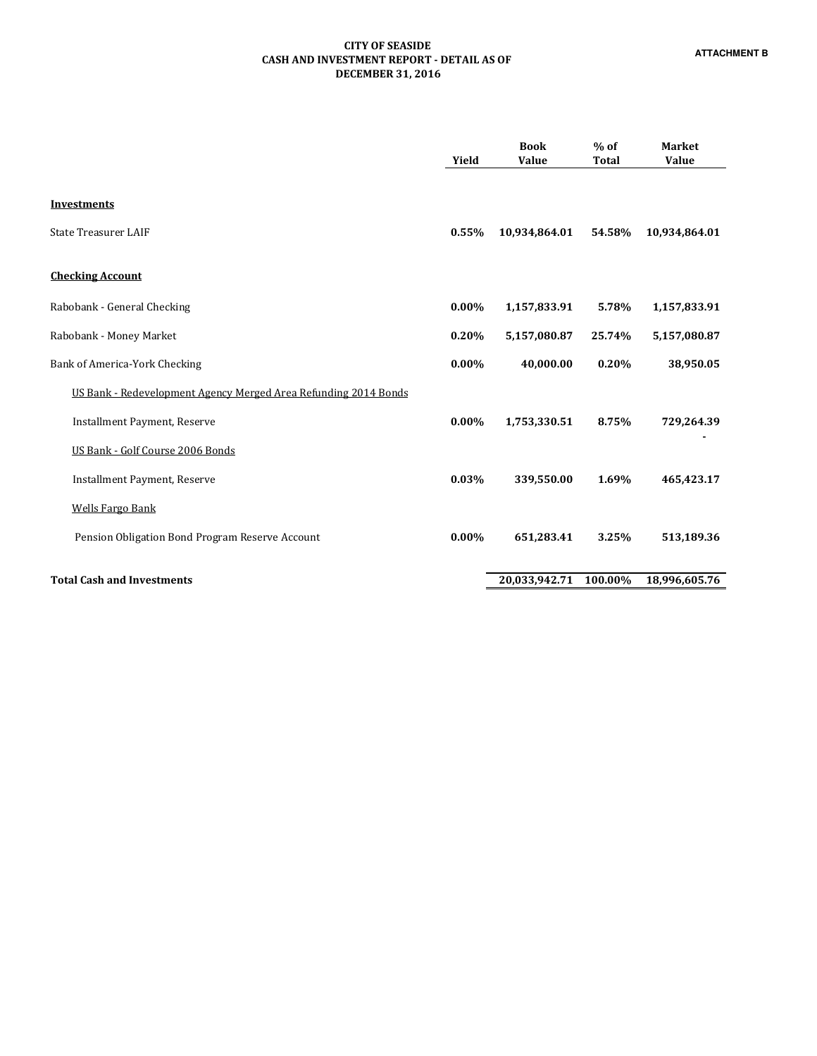**ATTACHMENT B**

**CITY OF SEASIDE**
**CASH AND INVESTMENT REPORT - DETAIL AS OF**
**DECEMBER 31, 2016**

| | Yield | Book Value | % of Total | Market Value |
|---|---|---|---|---|
| **Investments** | | | | |
| State Treasurer LAIF | **0.55%** | **10,934,864.01** | **54.58%** | **10,934,864.01** |
| **Checking Account** | | | | |
| Rabobank - General Checking | **0.00%** | **1,157,833.91** | **5.78%** | **1,157,833.91** |
| Rabobank - Money Market | **0.20%** | **5,157,080.87** | **25.74%** | **5,157,080.87** |
| Bank of America-York Checking | **0.00%** | **40,000.00** | **0.20%** | **38,950.05** |
| US Bank - Redevelopment Agency Merged Area Refunding 2014 Bonds | | | | |
| Installment Payment, Reserve | **0.00%** | **1,753,330.51** | **8.75%** | **729,264.39** |
| US Bank - Golf Course 2006 Bonds | | | | - |
| Installment Payment, Reserve | **0.03%** | **339,550.00** | **1.69%** | **465,423.17** |
| Wells Fargo Bank | | | | |
| Pension Obligation Bond Program Reserve Account | **0.00%** | **651,283.41** | **3.25%** | **513,189.36** |
| **Total Cash and Investments** | | **20,033,942.71** | **100.00%** | **18,996,605.76** |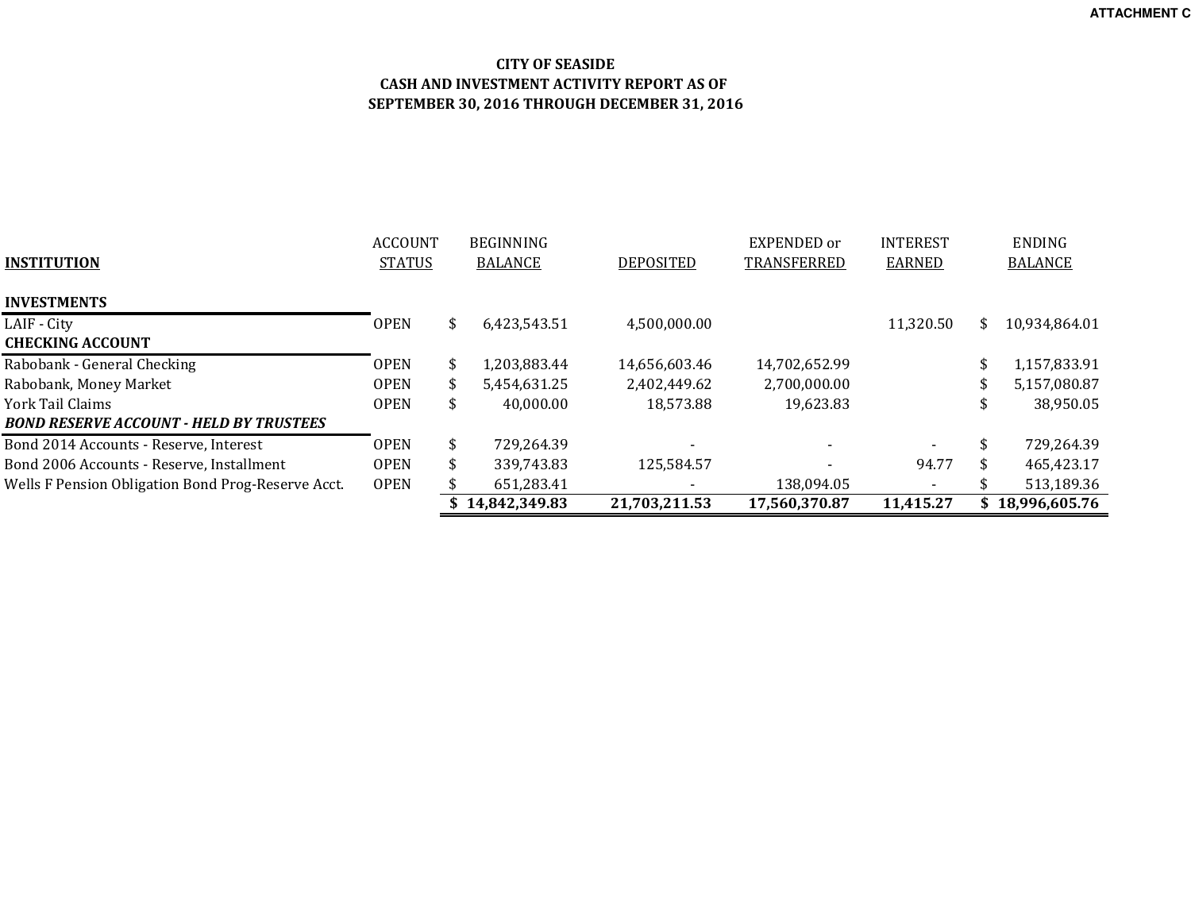ATTACHMENT C

# CITY OF SEASIDE
## CASH AND INVESTMENT ACTIVITY REPORT AS OF
## SEPTEMBER 30, 2016 THROUGH DECEMBER 31, 2016

| INSTITUTION | ACCOUNT STATUS | BEGINNING BALANCE | DEPOSITED | EXPENDED or TRANSFERRED | INTEREST EARNED | ENDING BALANCE |
|---|---|---|---|---|---|---|
| **INVESTMENTS** | | | | | | |
| LAIF - City | OPEN | $ 6,423,543.51 | 4,500,000.00 | | 11,320.50 | $ 10,934,864.01 |
| **CHECKING ACCOUNT** | | | | | | |
| Rabobank - General Checking | OPEN | $ 1,203,883.44 | 14,656,603.46 | 14,702,652.99 | | $ 1,157,833.91 |
| Rabobank, Money Market | OPEN | $ 5,454,631.25 | 2,402,449.62 | 2,700,000.00 | | $ 5,157,080.87 |
| York Tail Claims | OPEN | $ 40,000.00 | 18,573.88 | 19,623.83 | | $ 38,950.05 |
| ***BOND RESERVE ACCOUNT - HELD BY TRUSTEES*** | | | | | | |
| Bond 2014 Accounts - Reserve, Interest | OPEN | $ 729,264.39 | - | - | - | $ 729,264.39 |
| Bond 2006 Accounts - Reserve, Installment | OPEN | $ 339,743.83 | 125,584.57 | - | 94.77 | $ 465,423.17 |
| Wells F Pension Obligation Bond Prog-Reserve Acct. | OPEN | $ 651,283.41 | - | 138,094.05 | - | $ 513,189.36 |
| | | **$ 14,842,349.83** | **21,703,211.53** | **17,560,370.87** | **11,415.27** | **$ 18,996,605.76** |